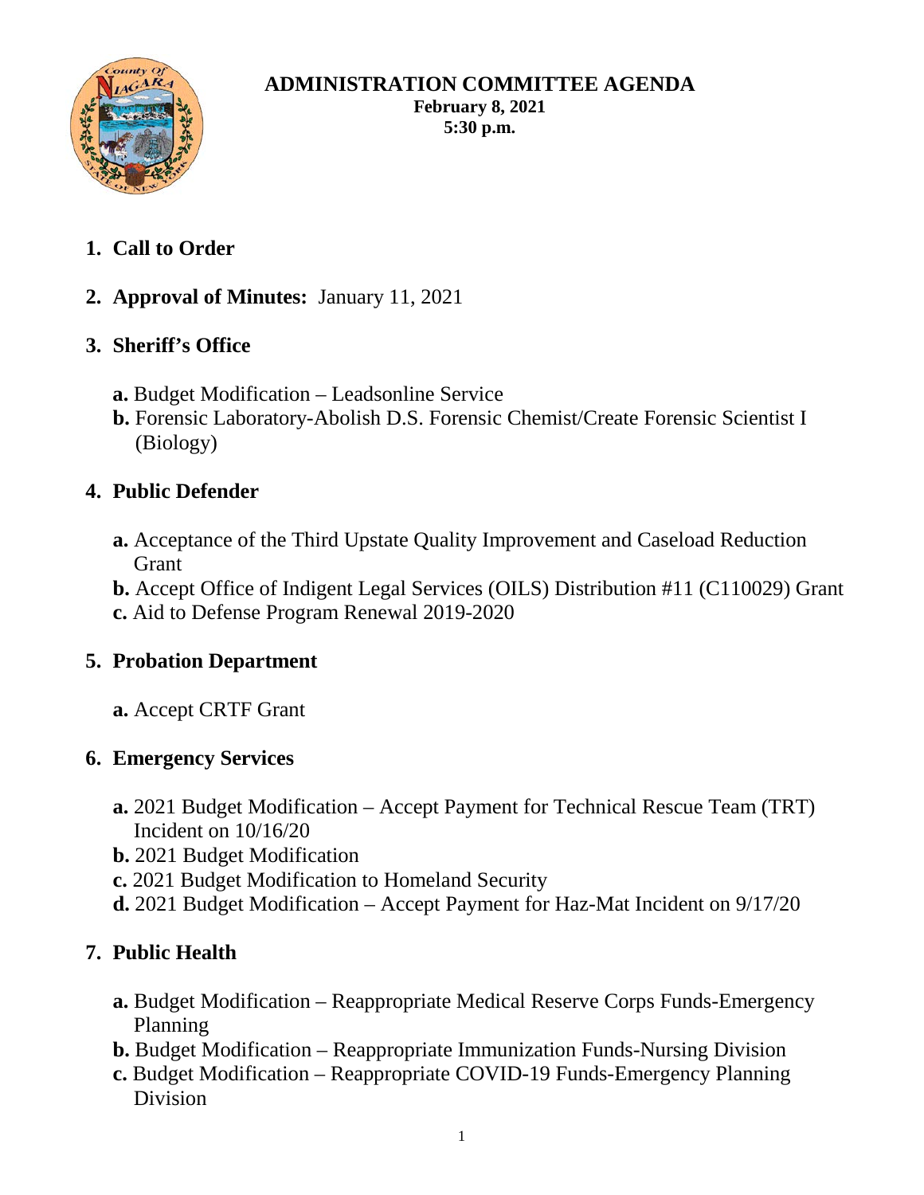# ADMINISTRATION COMMITTEE AGENDA

**February 8, 2021**
**5:30 p.m.**

1. **Call to Order**

2. **Approval of Minutes:** January 11, 2021

3. **Sheriff's Office**

   **a.** Budget Modification – Leadsonline Service
   **b.** Forensic Laboratory-Abolish D.S. Forensic Chemist/Create Forensic Scientist I (Biology)

4. **Public Defender**

   **a.** Acceptance of the Third Upstate Quality Improvement and Caseload Reduction Grant
   **b.** Accept Office of Indigent Legal Services (OILS) Distribution #11 (C110029) Grant
   **c.** Aid to Defense Program Renewal 2019-2020

5. **Probation Department**

   **a.** Accept CRTF Grant

6. **Emergency Services**

   **a.** 2021 Budget Modification – Accept Payment for Technical Rescue Team (TRT) Incident on 10/16/20
   **b.** 2021 Budget Modification
   **c.** 2021 Budget Modification to Homeland Security
   **d.** 2021 Budget Modification – Accept Payment for Haz-Mat Incident on 9/17/20

7. **Public Health**

   **a.** Budget Modification – Reappropriate Medical Reserve Corps Funds-Emergency Planning
   **b.** Budget Modification – Reappropriate Immunization Funds-Nursing Division
   **c.** Budget Modification – Reappropriate COVID-19 Funds-Emergency Planning Division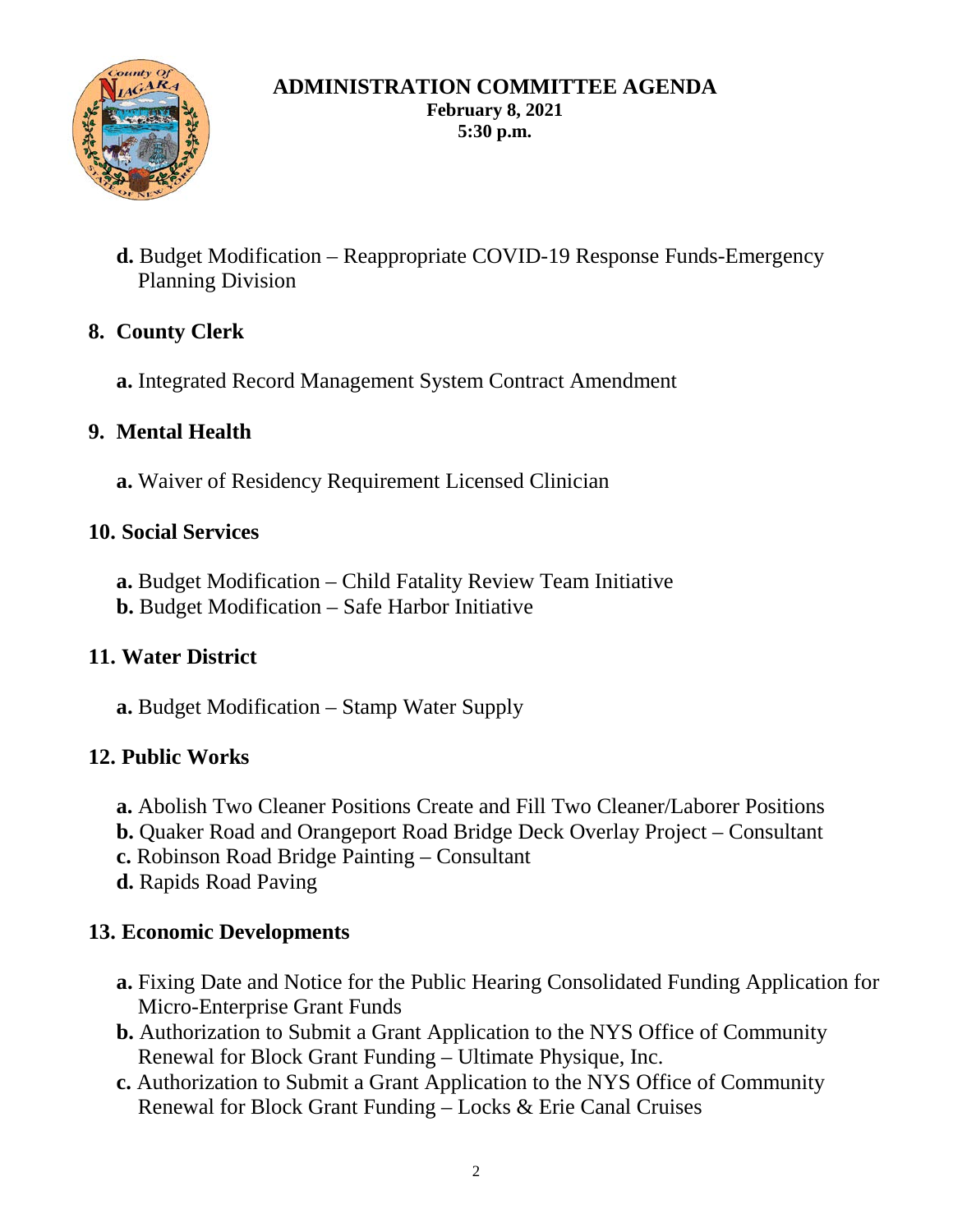**ADMINISTRATION COMMITTEE AGENDA**
**February 8, 2021**
**5:30 p.m.**

- **d.** Budget Modification – Reappropriate COVID-19 Response Funds-Emergency Planning Division

## 8. County Clerk

- **a.** Integrated Record Management System Contract Amendment

## 9. Mental Health

- **a.** Waiver of Residency Requirement Licensed Clinician

## 10. Social Services

- **a.** Budget Modification – Child Fatality Review Team Initiative
- **b.** Budget Modification – Safe Harbor Initiative

## 11. Water District

- **a.** Budget Modification – Stamp Water Supply

## 12. Public Works

- **a.** Abolish Two Cleaner Positions Create and Fill Two Cleaner/Laborer Positions
- **b.** Quaker Road and Orangeport Road Bridge Deck Overlay Project – Consultant
- **c.** Robinson Road Bridge Painting – Consultant
- **d.** Rapids Road Paving

## 13. Economic Developments

- **a.** Fixing Date and Notice for the Public Hearing Consolidated Funding Application for Micro-Enterprise Grant Funds
- **b.** Authorization to Submit a Grant Application to the NYS Office of Community Renewal for Block Grant Funding – Ultimate Physique, Inc.
- **c.** Authorization to Submit a Grant Application to the NYS Office of Community Renewal for Block Grant Funding – Locks & Erie Canal Cruises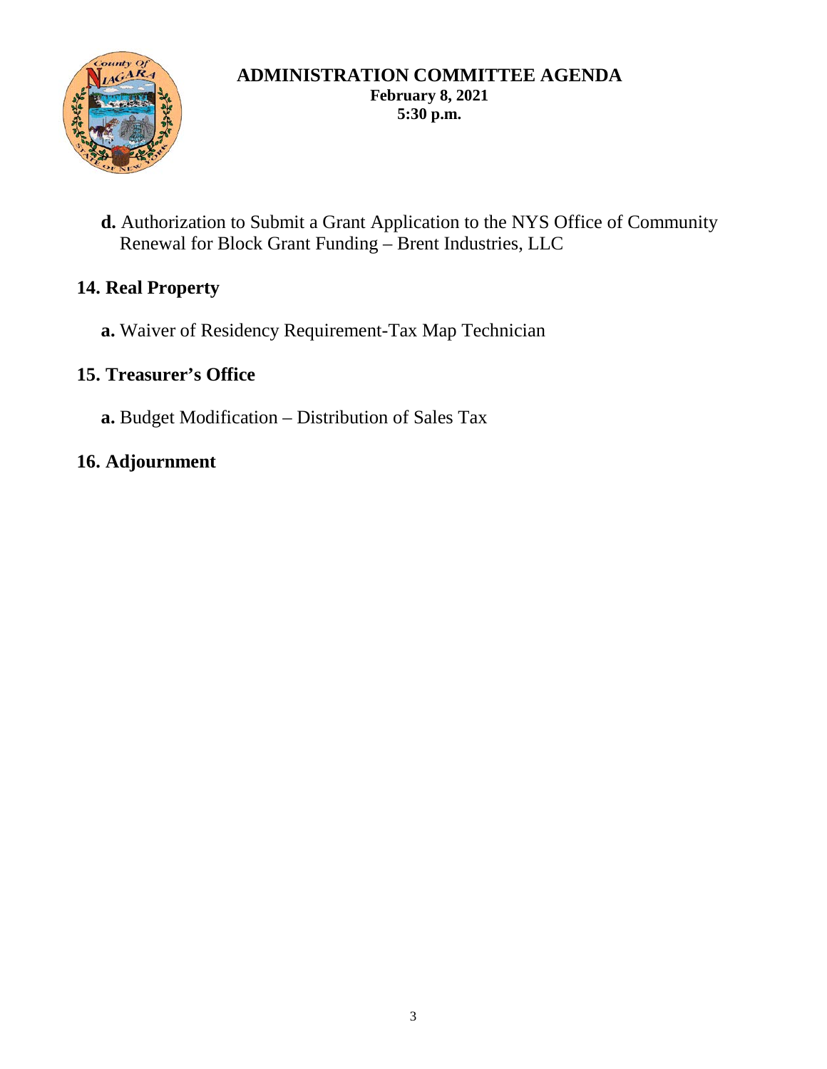**ADMINISTRATION COMMITTEE AGENDA**
**February 8, 2021**
**5:30 p.m.**

**d.** Authorization to Submit a Grant Application to the NYS Office of Community Renewal for Block Grant Funding – Brent Industries, LLC

## 14. Real Property

**a.** Waiver of Residency Requirement-Tax Map Technician

## 15. Treasurer's Office

**a.** Budget Modification – Distribution of Sales Tax

## 16. Adjournment